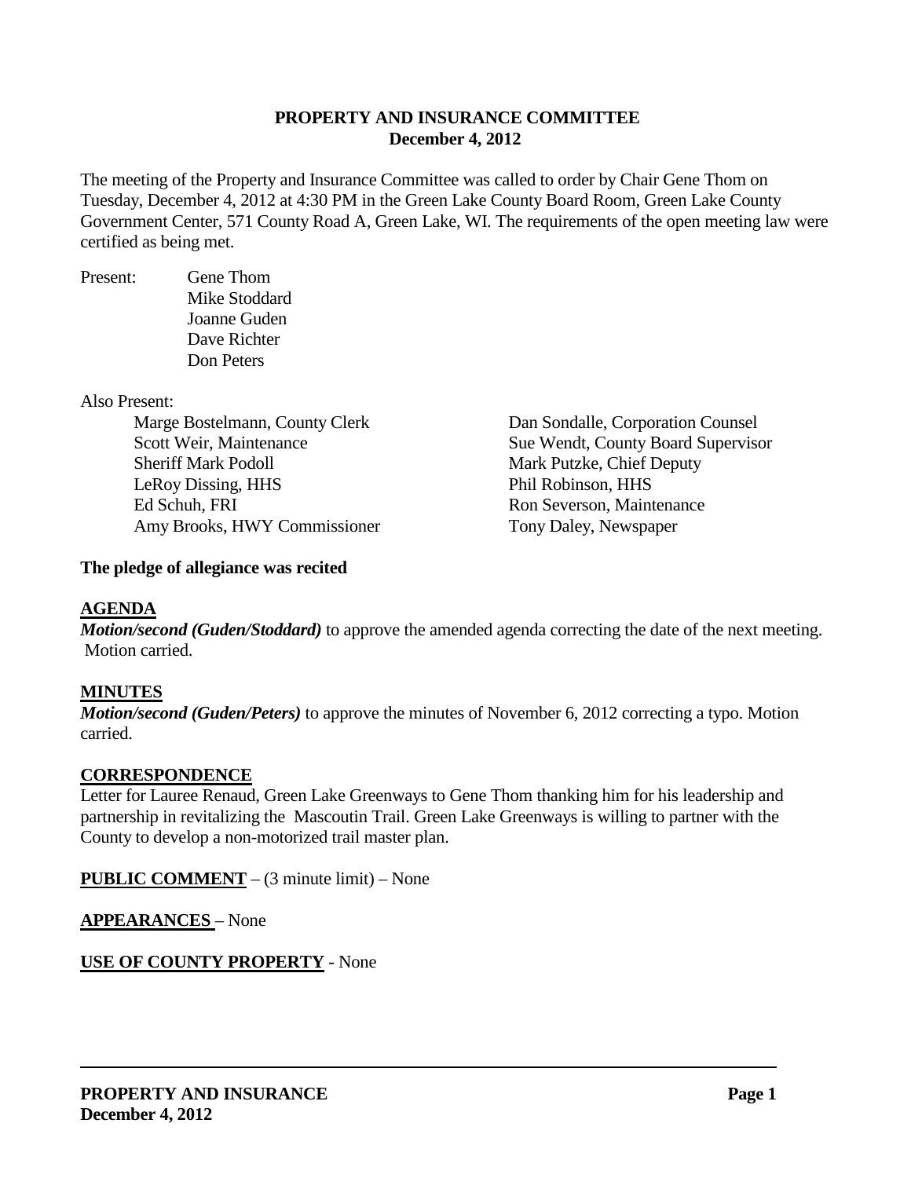**PROPERTY AND INSURANCE COMMITTEE**
**December 4, 2012**

The meeting of the Property and Insurance Committee was called to order by Chair Gene Thom on Tuesday, December 4, 2012 at 4:30 PM in the Green Lake County Board Room, Green Lake County Government Center, 571 County Road A, Green Lake, WI. The requirements of the open meeting law were certified as being met.

Present:
- Gene Thom
- Mike Stoddard
- Joanne Guden
- Dave Richter
- Don Peters

Also Present:
- Marge Bostelmann, County Clerk
- Scott Weir, Maintenance
- Sheriff Mark Podoll
- LeRoy Dissing, HHS
- Ed Schuh, FRI
- Amy Brooks, HWY Commissioner
- Dan Sondalle, Corporation Counsel
- Sue Wendt, County Board Supervisor
- Mark Putzke, Chief Deputy
- Phil Robinson, HHS
- Ron Severson, Maintenance
- Tony Daley, Newspaper

**The pledge of allegiance was recited**

**AGENDA**

***Motion/second (Guden/Stoddard)*** to approve the amended agenda correcting the date of the next meeting. Motion carried.

**MINUTES**

***Motion/second (Guden/Peters)*** to approve the minutes of November 6, 2012 correcting a typo. Motion carried.

**CORRESPONDENCE**

Letter for Lauree Renaud, Green Lake Greenways to Gene Thom thanking him for his leadership and partnership in revitalizing the Mascoutin Trail. Green Lake Greenways is willing to partner with the County to develop a non-motorized trail master plan.

**PUBLIC COMMENT** – (3 minute limit) – None

**APPEARANCES** – None

**USE OF COUNTY PROPERTY** - None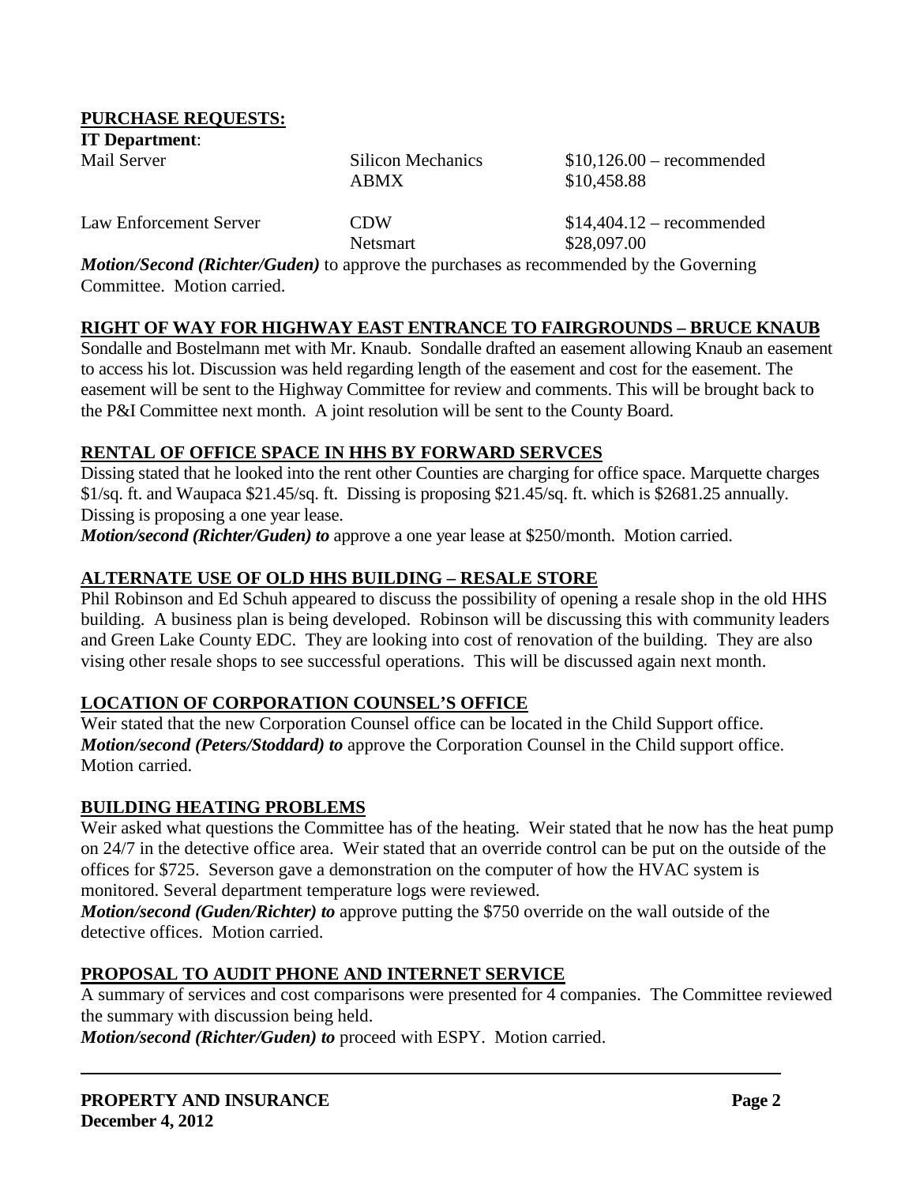**PURCHASE REQUESTS:**

**IT Department**:

| | | |
|---|---|---|
| Mail Server | Silicon Mechanics | $10,126.00 – recommended |
| | ABMX | $10,458.88 |
| Law Enforcement Server | CDW | $14,404.12 – recommended |
| | Netsmart | $28,097.00 |

***Motion/Second (Richter/Guden)*** to approve the purchases as recommended by the Governing Committee. Motion carried.

**RIGHT OF WAY FOR HIGHWAY EAST ENTRANCE TO FAIRGROUNDS – BRUCE KNAUB**

Sondalle and Bostelmann met with Mr. Knaub. Sondalle drafted an easement allowing Knaub an easement to access his lot. Discussion was held regarding length of the easement and cost for the easement. The easement will be sent to the Highway Committee for review and comments. This will be brought back to the P&I Committee next month. A joint resolution will be sent to the County Board.

**RENTAL OF OFFICE SPACE IN HHS BY FORWARD SERVCES**

Dissing stated that he looked into the rent other Counties are charging for office space. Marquette charges $1/sq. ft. and Waupaca $21.45/sq. ft. Dissing is proposing $21.45/sq. ft. which is $2681.25 annually. Dissing is proposing a one year lease.

***Motion/second (Richter/Guden) to*** approve a one year lease at $250/month. Motion carried.

**ALTERNATE USE OF OLD HHS BUILDING – RESALE STORE**

Phil Robinson and Ed Schuh appeared to discuss the possibility of opening a resale shop in the old HHS building. A business plan is being developed. Robinson will be discussing this with community leaders and Green Lake County EDC. They are looking into cost of renovation of the building. They are also vising other resale shops to see successful operations. This will be discussed again next month.

**LOCATION OF CORPORATION COUNSEL'S OFFICE**

Weir stated that the new Corporation Counsel office can be located in the Child Support office.

***Motion/second (Peters/Stoddard) to*** approve the Corporation Counsel in the Child support office. Motion carried.

**BUILDING HEATING PROBLEMS**

Weir asked what questions the Committee has of the heating. Weir stated that he now has the heat pump on 24/7 in the detective office area. Weir stated that an override control can be put on the outside of the offices for $725. Severson gave a demonstration on the computer of how the HVAC system is monitored. Several department temperature logs were reviewed.

***Motion/second (Guden/Richter) to*** approve putting the $750 override on the wall outside of the detective offices. Motion carried.

**PROPOSAL TO AUDIT PHONE AND INTERNET SERVICE**

A summary of services and cost comparisons were presented for 4 companies. The Committee reviewed the summary with discussion being held.

***Motion/second (Richter/Guden) to*** proceed with ESPY. Motion carried.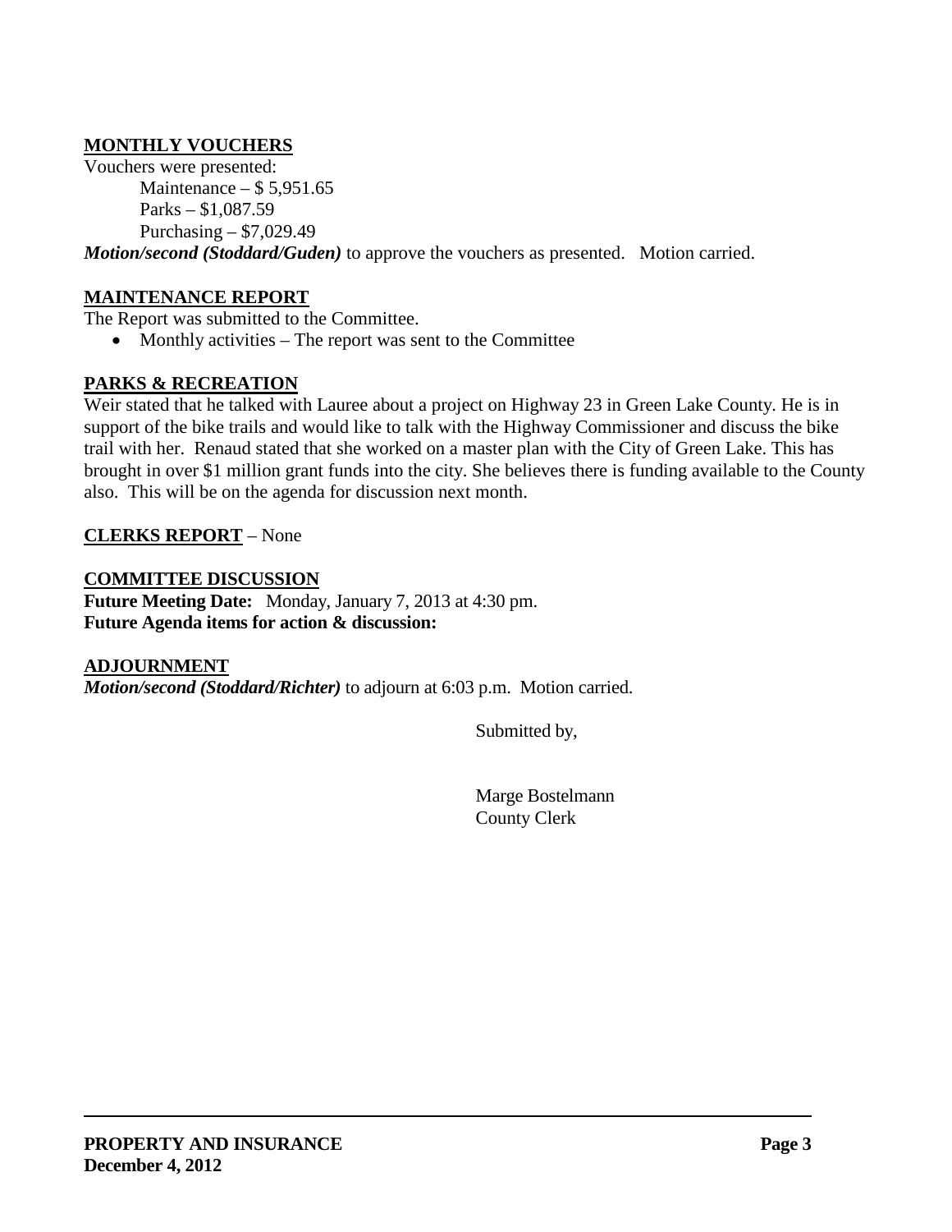**MONTHLY VOUCHERS**

Vouchers were presented:

Maintenance – $ 5,951.65
Parks – $1,087.59
Purchasing – $7,029.49

***Motion/second (Stoddard/Guden)*** to approve the vouchers as presented. Motion carried.

**MAINTENANCE REPORT**

The Report was submitted to the Committee.

- Monthly activities – The report was sent to the Committee

**PARKS & RECREATION**

Weir stated that he talked with Lauree about a project on Highway 23 in Green Lake County. He is in support of the bike trails and would like to talk with the Highway Commissioner and discuss the bike trail with her. Renaud stated that she worked on a master plan with the City of Green Lake. This has brought in over $1 million grant funds into the city. She believes there is funding available to the County also. This will be on the agenda for discussion next month.

**CLERKS REPORT** – None

**COMMITTEE DISCUSSION**

**Future Meeting Date:** Monday, January 7, 2013 at 4:30 pm.
**Future Agenda items for action & discussion:**

**ADJOURNMENT**

***Motion/second (Stoddard/Richter)*** to adjourn at 6:03 p.m. Motion carried.

Submitted by,

Marge Bostelmann
County Clerk